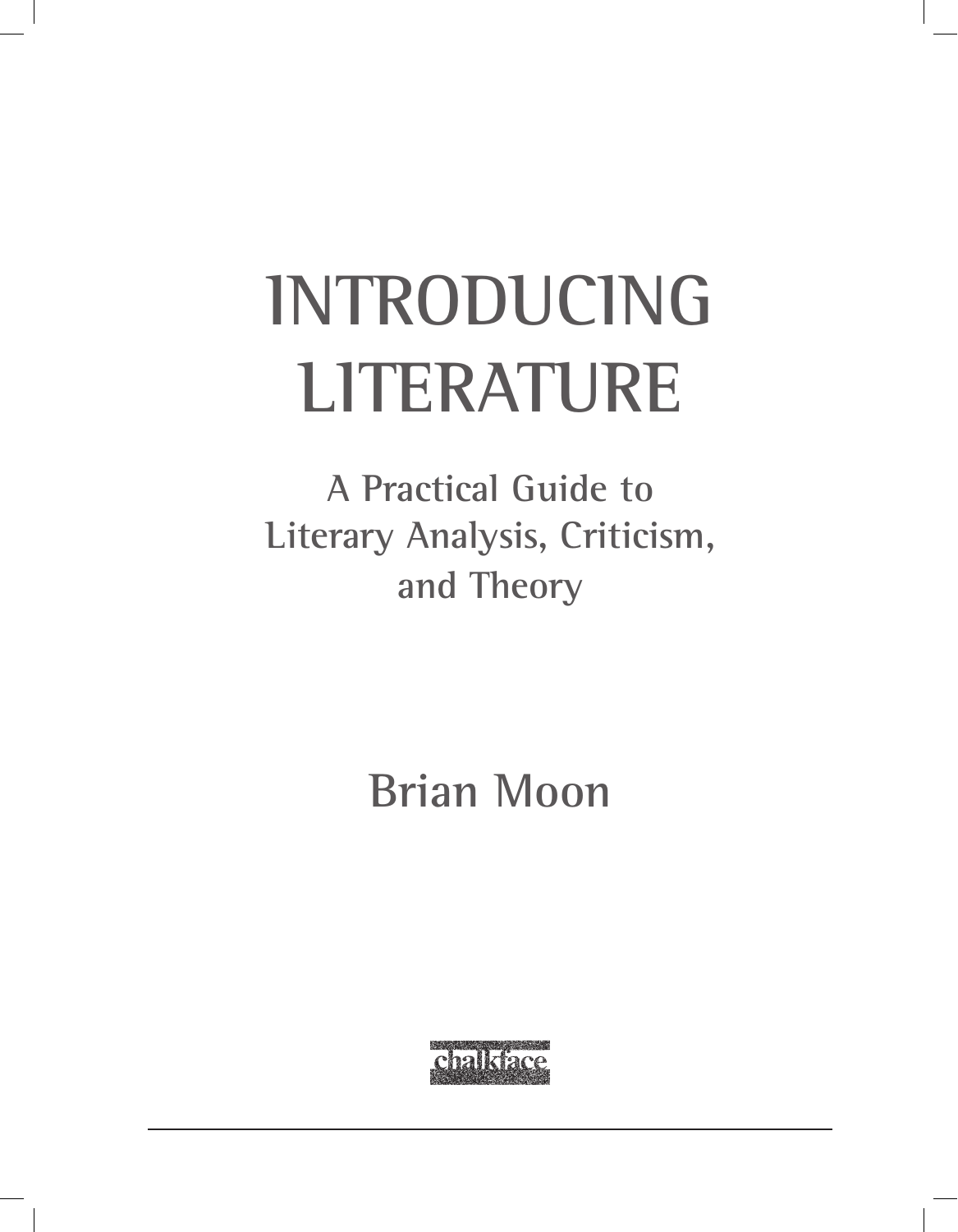# INTRODUCING LITERATURE

## A Practical Guide to Literary Analysis, Criticism, and Theory

**Brian Moon**

chalkface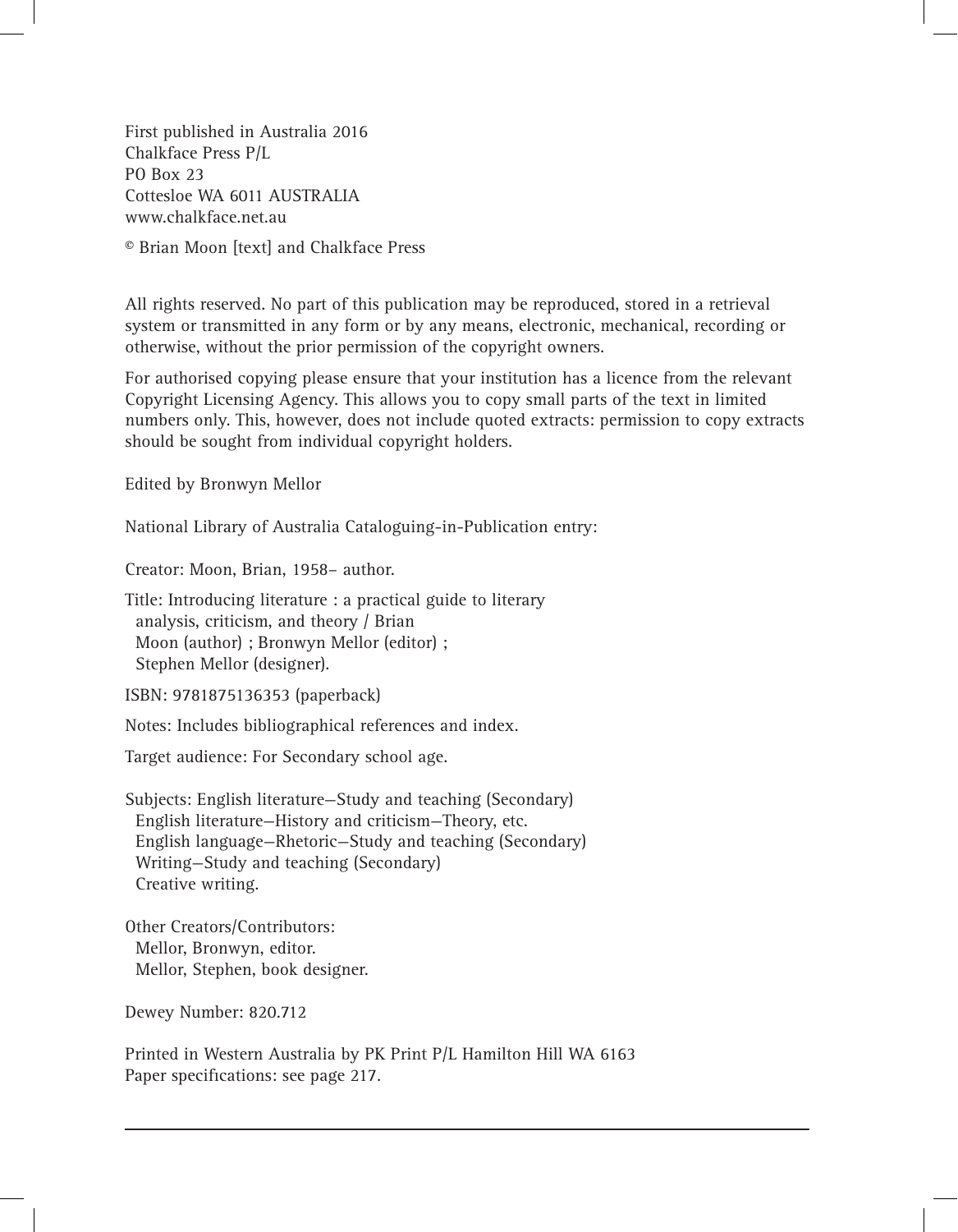First published in Australia 2016
Chalkface Press P/L
PO Box 23
Cottesloe WA 6011 AUSTRALIA
www.chalkface.net.au

© Brian Moon [text] and Chalkface Press

All rights reserved. No part of this publication may be reproduced, stored in a retrieval system or transmitted in any form or by any means, electronic, mechanical, recording or otherwise, without the prior permission of the copyright owners.

For authorised copying please ensure that your institution has a licence from the relevant Copyright Licensing Agency. This allows you to copy small parts of the text in limited numbers only. This, however, does not include quoted extracts: permission to copy extracts should be sought from individual copyright holders.

Edited by Bronwyn Mellor

National Library of Australia Cataloguing-in-Publication entry:

Creator: Moon, Brian, 1958– author.

Title: Introducing literature : a practical guide to literary
  analysis, criticism, and theory / Brian
  Moon (author) ; Bronwyn Mellor (editor) ;
  Stephen Mellor (designer).

ISBN: 9781875136353 (paperback)

Notes: Includes bibliographical references and index.

Target audience: For Secondary school age.

Subjects: English literature—Study and teaching (Secondary)
  English literature—History and criticism—Theory, etc.
  English language—Rhetoric—Study and teaching (Secondary)
  Writing—Study and teaching (Secondary)
  Creative writing.

Other Creators/Contributors:
  Mellor, Bronwyn, editor.
  Mellor, Stephen, book designer.

Dewey Number: 820.712

Printed in Western Australia by PK Print P/L Hamilton Hill WA 6163
Paper specifications: see page 217.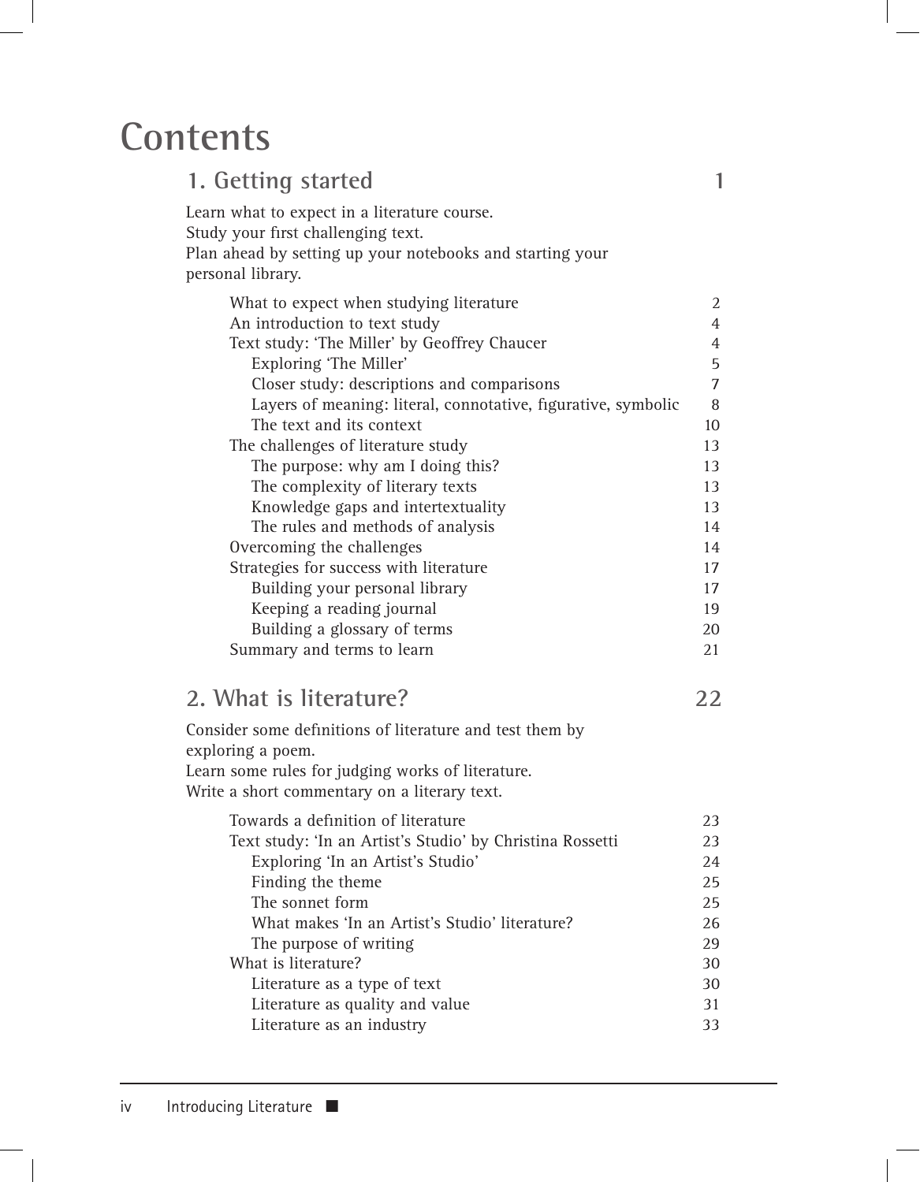# Contents

## 1. Getting started — 1

Learn what to expect in a literature course.
Study your first challenging text.
Plan ahead by setting up your notebooks and starting your personal library.

- What to expect when studying literature — 2
- An introduction to text study — 4
- Text study: 'The Miller' by Geoffrey Chaucer — 4
  - Exploring 'The Miller' — 5
  - Closer study: descriptions and comparisons — 7
  - Layers of meaning: literal, connotative, figurative, symbolic — 8
  - The text and its context — 10
- The challenges of literature study — 13
  - The purpose: why am I doing this? — 13
  - The complexity of literary texts — 13
  - Knowledge gaps and intertextuality — 13
  - The rules and methods of analysis — 14
- Overcoming the challenges — 14
- Strategies for success with literature — 17
  - Building your personal library — 17
  - Keeping a reading journal — 19
  - Building a glossary of terms — 20
- Summary and terms to learn — 21

## 2. What is literature? — 22

Consider some definitions of literature and test them by exploring a poem.
Learn some rules for judging works of literature.
Write a short commentary on a literary text.

- Towards a definition of literature — 23
- Text study: 'In an Artist's Studio' by Christina Rossetti — 23
  - Exploring 'In an Artist's Studio' — 24
  - Finding the theme — 25
  - The sonnet form — 25
  - What makes 'In an Artist's Studio' literature? — 26
  - The purpose of writing — 29
- What is literature? — 30
  - Literature as a type of text — 30
  - Literature as quality and value — 31
  - Literature as an industry — 33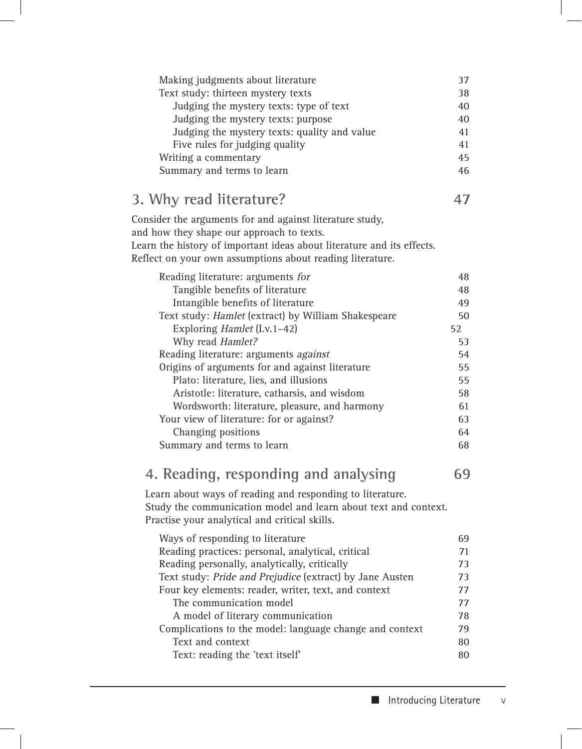Making judgments about literature 37
Text study: thirteen mystery texts 38
Judging the mystery texts: type of text 40
Judging the mystery texts: purpose 40
Judging the mystery texts: quality and value 41
Five rules for judging quality 41
Writing a commentary 45
Summary and terms to learn 46

## 3. Why read literature? 47

Consider the arguments for and against literature study, and how they shape our approach to texts.
Learn the history of important ideas about literature and its effects.
Reflect on your own assumptions about reading literature.

Reading literature: arguments *for* 48
Tangible benefits of literature 48
Intangible benefits of literature 49
Text study: *Hamlet* (extract) by William Shakespeare 50
Exploring *Hamlet* (I.v.1–42) 52
Why read *Hamlet?* 53
Reading literature: arguments *against* 54
Origins of arguments for and against literature 55
Plato: literature, lies, and illusions 55
Aristotle: literature, catharsis, and wisdom 58
Wordsworth: literature, pleasure, and harmony 61
Your view of literature: for or against? 63
Changing positions 64
Summary and terms to learn 68

## 4. Reading, responding and analysing 69

Learn about ways of reading and responding to literature.
Study the communication model and learn about text and context.
Practise your analytical and critical skills.

Ways of responding to literature 69
Reading practices: personal, analytical, critical 71
Reading personally, analytically, critically 73
Text study: *Pride and Prejudice* (extract) by Jane Austen 73
Four key elements: reader, writer, text, and context 77
The communication model 77
A model of literary communication 78
Complications to the model: language change and context 79
Text and context 80
Text: reading the 'text itself' 80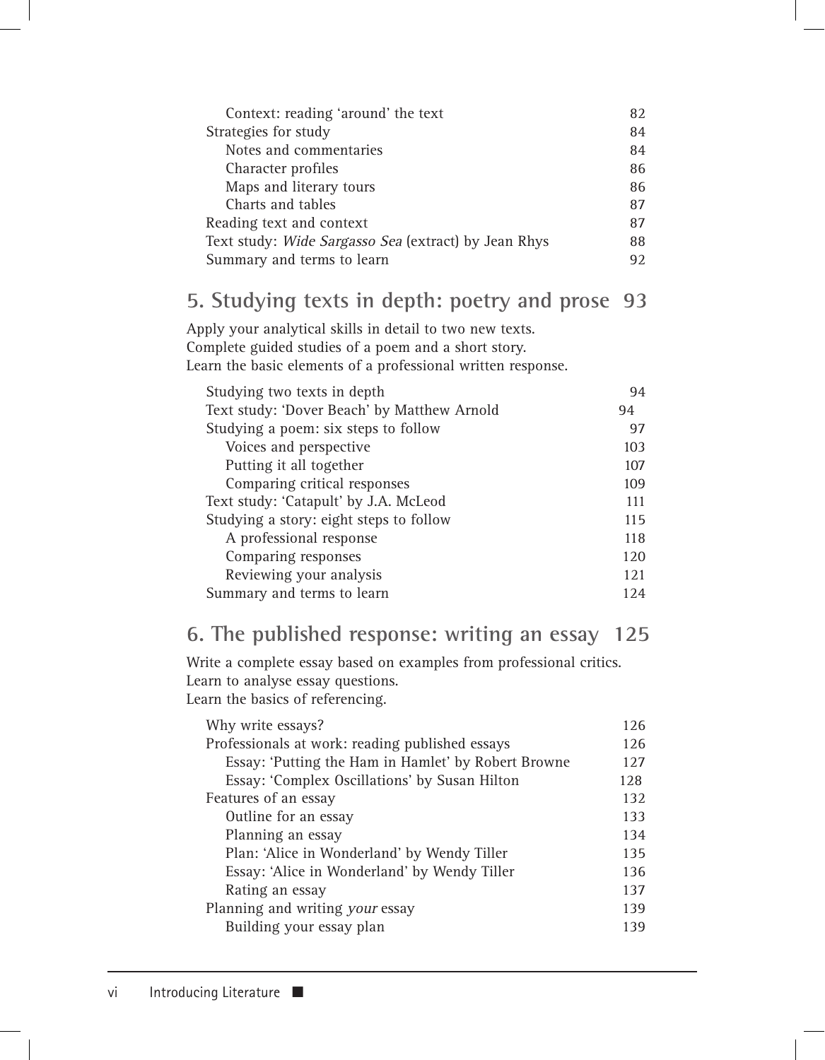| | |
|---|---|
| &nbsp;&nbsp;&nbsp;&nbsp;Context: reading 'around' the text | 82 |
| Strategies for study | 84 |
| &nbsp;&nbsp;&nbsp;&nbsp;Notes and commentaries | 84 |
| &nbsp;&nbsp;&nbsp;&nbsp;Character profiles | 86 |
| &nbsp;&nbsp;&nbsp;&nbsp;Maps and literary tours | 86 |
| &nbsp;&nbsp;&nbsp;&nbsp;Charts and tables | 87 |
| Reading text and context | 87 |
| Text study: *Wide Sargasso Sea* (extract) by Jean Rhys | 88 |
| Summary and terms to learn | 92 |

## 5. Studying texts in depth: poetry and prose 93

Apply your analytical skills in detail to two new texts.
Complete guided studies of a poem and a short story.
Learn the basic elements of a professional written response.

| | |
|---|---|
| Studying two texts in depth | 94 |
| Text study: 'Dover Beach' by Matthew Arnold | 94 |
| Studying a poem: six steps to follow | 97 |
| &nbsp;&nbsp;&nbsp;&nbsp;Voices and perspective | 103 |
| &nbsp;&nbsp;&nbsp;&nbsp;Putting it all together | 107 |
| &nbsp;&nbsp;&nbsp;&nbsp;Comparing critical responses | 109 |
| Text study: 'Catapult' by J.A. McLeod | 111 |
| Studying a story: eight steps to follow | 115 |
| &nbsp;&nbsp;&nbsp;&nbsp;A professional response | 118 |
| &nbsp;&nbsp;&nbsp;&nbsp;Comparing responses | 120 |
| &nbsp;&nbsp;&nbsp;&nbsp;Reviewing your analysis | 121 |
| Summary and terms to learn | 124 |

## 6. The published response: writing an essay 125

Write a complete essay based on examples from professional critics.
Learn to analyse essay questions.
Learn the basics of referencing.

| | |
|---|---|
| Why write essays? | 126 |
| Professionals at work: reading published essays | 126 |
| &nbsp;&nbsp;&nbsp;&nbsp;Essay: 'Putting the Ham in Hamlet' by Robert Browne | 127 |
| &nbsp;&nbsp;&nbsp;&nbsp;Essay: 'Complex Oscillations' by Susan Hilton | 128 |
| Features of an essay | 132 |
| &nbsp;&nbsp;&nbsp;&nbsp;Outline for an essay | 133 |
| &nbsp;&nbsp;&nbsp;&nbsp;Planning an essay | 134 |
| &nbsp;&nbsp;&nbsp;&nbsp;Plan: 'Alice in Wonderland' by Wendy Tiller | 135 |
| &nbsp;&nbsp;&nbsp;&nbsp;Essay: 'Alice in Wonderland' by Wendy Tiller | 136 |
| &nbsp;&nbsp;&nbsp;&nbsp;Rating an essay | 137 |
| Planning and writing *your* essay | 139 |
| &nbsp;&nbsp;&nbsp;&nbsp;Building your essay plan | 139 |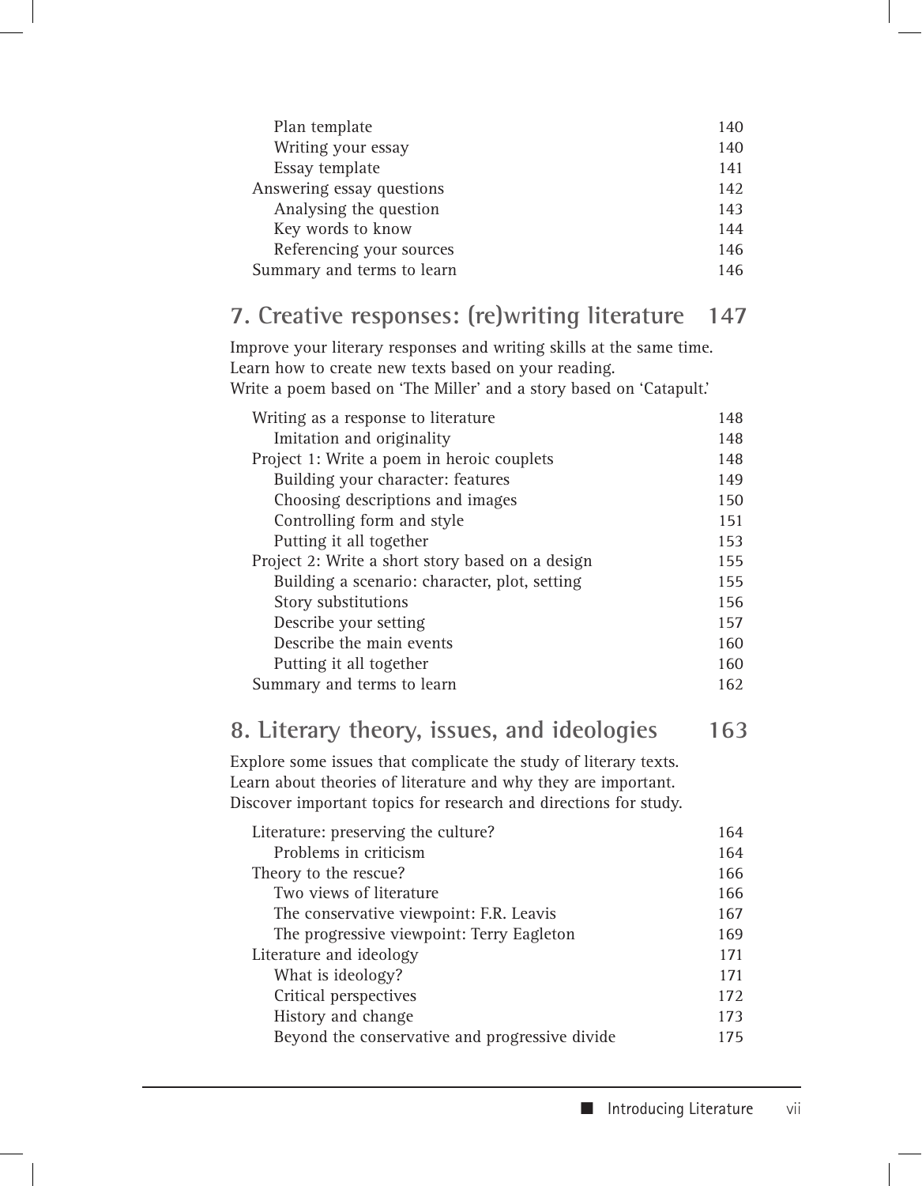| | |
|---|---|
| &nbsp;&nbsp;&nbsp;&nbsp;Plan template | 140 |
| &nbsp;&nbsp;&nbsp;&nbsp;Writing your essay | 140 |
| &nbsp;&nbsp;&nbsp;&nbsp;Essay template | 141 |
| Answering essay questions | 142 |
| &nbsp;&nbsp;&nbsp;&nbsp;Analysing the question | 143 |
| &nbsp;&nbsp;&nbsp;&nbsp;Key words to know | 144 |
| &nbsp;&nbsp;&nbsp;&nbsp;Referencing your sources | 146 |
| Summary and terms to learn | 146 |

## 7. Creative responses: (re)writing literature 147

Improve your literary responses and writing skills at the same time.
Learn how to create new texts based on your reading.
Write a poem based on 'The Miller' and a story based on 'Catapult.'

| | |
|---|---|
| Writing as a response to literature | 148 |
| &nbsp;&nbsp;&nbsp;&nbsp;Imitation and originality | 148 |
| Project 1: Write a poem in heroic couplets | 148 |
| &nbsp;&nbsp;&nbsp;&nbsp;Building your character: features | 149 |
| &nbsp;&nbsp;&nbsp;&nbsp;Choosing descriptions and images | 150 |
| &nbsp;&nbsp;&nbsp;&nbsp;Controlling form and style | 151 |
| &nbsp;&nbsp;&nbsp;&nbsp;Putting it all together | 153 |
| Project 2: Write a short story based on a design | 155 |
| &nbsp;&nbsp;&nbsp;&nbsp;Building a scenario: character, plot, setting | 155 |
| &nbsp;&nbsp;&nbsp;&nbsp;Story substitutions | 156 |
| &nbsp;&nbsp;&nbsp;&nbsp;Describe your setting | 157 |
| &nbsp;&nbsp;&nbsp;&nbsp;Describe the main events | 160 |
| &nbsp;&nbsp;&nbsp;&nbsp;Putting it all together | 160 |
| Summary and terms to learn | 162 |

## 8. Literary theory, issues, and ideologies 163

Explore some issues that complicate the study of literary texts.
Learn about theories of literature and why they are important.
Discover important topics for research and directions for study.

| | |
|---|---|
| Literature: preserving the culture? | 164 |
| &nbsp;&nbsp;&nbsp;&nbsp;Problems in criticism | 164 |
| Theory to the rescue? | 166 |
| &nbsp;&nbsp;&nbsp;&nbsp;Two views of literature | 166 |
| &nbsp;&nbsp;&nbsp;&nbsp;The conservative viewpoint: F.R. Leavis | 167 |
| &nbsp;&nbsp;&nbsp;&nbsp;The progressive viewpoint: Terry Eagleton | 169 |
| Literature and ideology | 171 |
| &nbsp;&nbsp;&nbsp;&nbsp;What is ideology? | 171 |
| &nbsp;&nbsp;&nbsp;&nbsp;Critical perspectives | 172 |
| &nbsp;&nbsp;&nbsp;&nbsp;History and change | 173 |
| &nbsp;&nbsp;&nbsp;&nbsp;Beyond the conservative and progressive divide | 175 |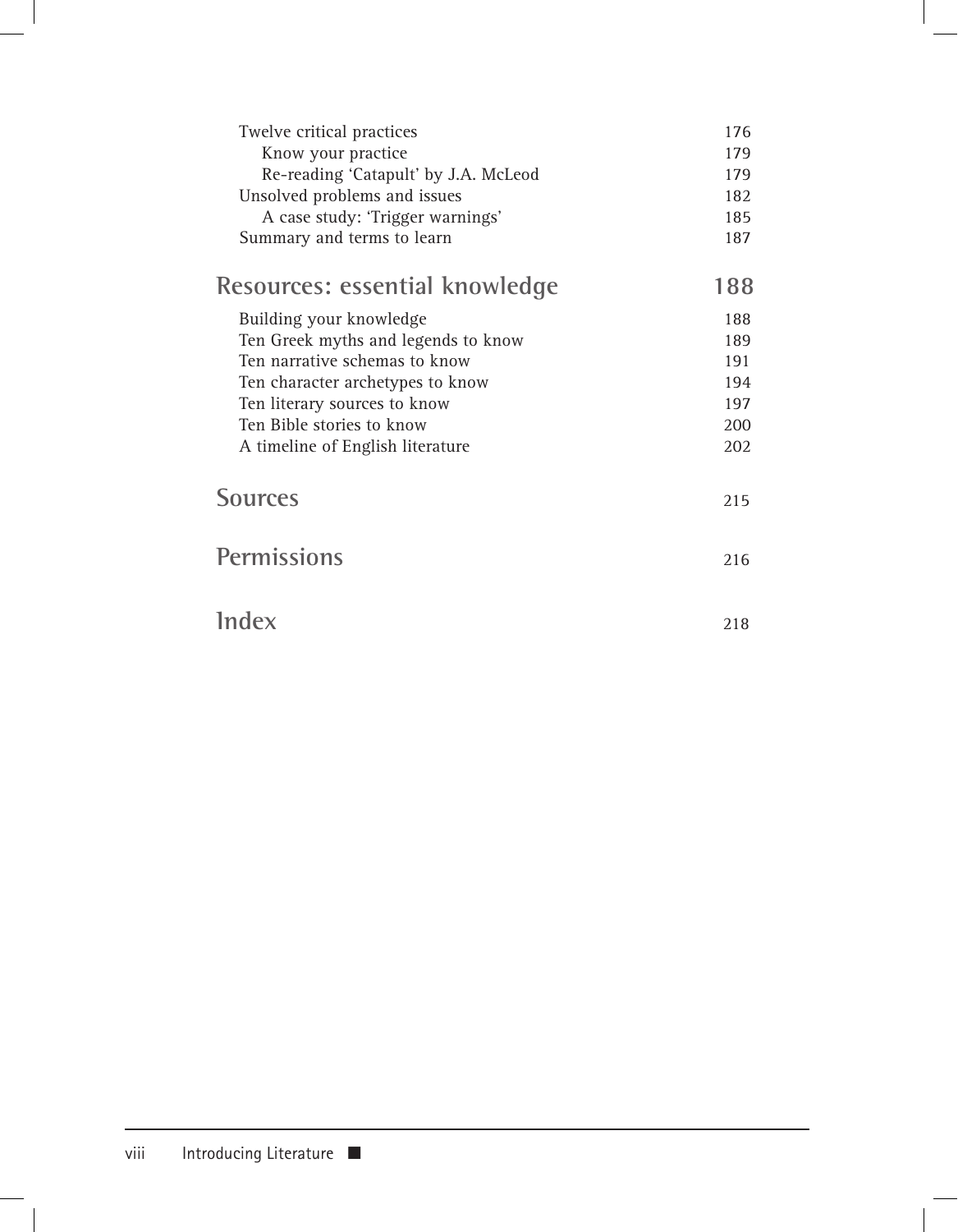| | |
|---|---|
| Twelve critical practices | 176 |
| Know your practice | 179 |
| Re-reading 'Catapult' by J.A. McLeod | 179 |
| Unsolved problems and issues | 182 |
| A case study: 'Trigger warnings' | 185 |
| Summary and terms to learn | 187 |

## Resources: essential knowledge 188

| | |
|---|---|
| Building your knowledge | 188 |
| Ten Greek myths and legends to know | 189 |
| Ten narrative schemas to know | 191 |
| Ten character archetypes to know | 194 |
| Ten literary sources to know | 197 |
| Ten Bible stories to know | 200 |
| A timeline of English literature | 202 |

## Sources 215

## Permissions 216

## Index 218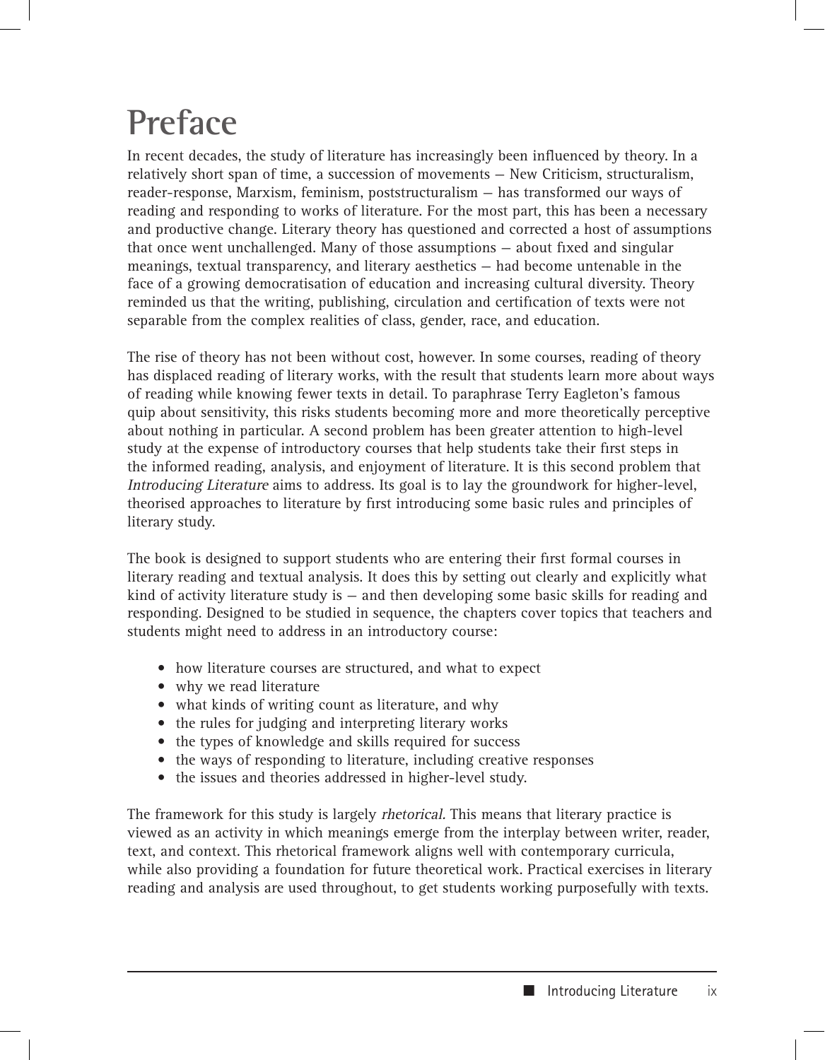# Preface

In recent decades, the study of literature has increasingly been influenced by theory. In a relatively short span of time, a succession of movements – New Criticism, structuralism, reader-response, Marxism, feminism, poststructuralism – has transformed our ways of reading and responding to works of literature. For the most part, this has been a necessary and productive change. Literary theory has questioned and corrected a host of assumptions that once went unchallenged. Many of those assumptions – about fixed and singular meanings, textual transparency, and literary aesthetics – had become untenable in the face of a growing democratisation of education and increasing cultural diversity. Theory reminded us that the writing, publishing, circulation and certification of texts were not separable from the complex realities of class, gender, race, and education.

The rise of theory has not been without cost, however. In some courses, reading of theory has displaced reading of literary works, with the result that students learn more about ways of reading while knowing fewer texts in detail. To paraphrase Terry Eagleton's famous quip about sensitivity, this risks students becoming more and more theoretically perceptive about nothing in particular. A second problem has been greater attention to high-level study at the expense of introductory courses that help students take their first steps in the informed reading, analysis, and enjoyment of literature. It is this second problem that *Introducing Literature* aims to address. Its goal is to lay the groundwork for higher-level, theorised approaches to literature by first introducing some basic rules and principles of literary study.

The book is designed to support students who are entering their first formal courses in literary reading and textual analysis. It does this by setting out clearly and explicitly what kind of activity literature study is – and then developing some basic skills for reading and responding. Designed to be studied in sequence, the chapters cover topics that teachers and students might need to address in an introductory course:

- how literature courses are structured, and what to expect
- why we read literature
- what kinds of writing count as literature, and why
- the rules for judging and interpreting literary works
- the types of knowledge and skills required for success
- the ways of responding to literature, including creative responses
- the issues and theories addressed in higher-level study.

The framework for this study is largely *rhetorical*. This means that literary practice is viewed as an activity in which meanings emerge from the interplay between writer, reader, text, and context. This rhetorical framework aligns well with contemporary curricula, while also providing a foundation for future theoretical work. Practical exercises in literary reading and analysis are used throughout, to get students working purposefully with texts.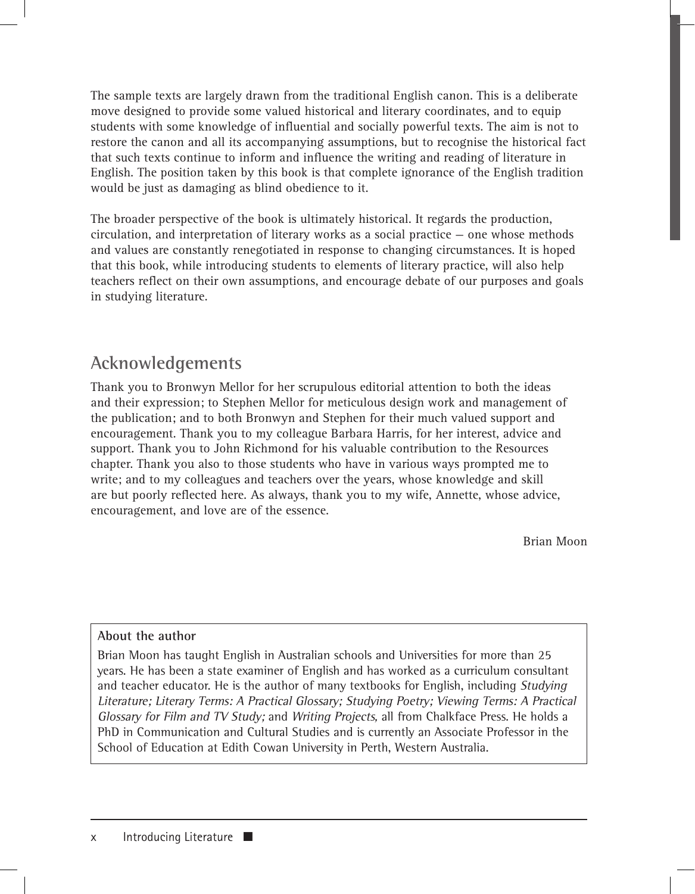The sample texts are largely drawn from the traditional English canon. This is a deliberate move designed to provide some valued historical and literary coordinates, and to equip students with some knowledge of influential and socially powerful texts. The aim is not to restore the canon and all its accompanying assumptions, but to recognise the historical fact that such texts continue to inform and influence the writing and reading of literature in English. The position taken by this book is that complete ignorance of the English tradition would be just as damaging as blind obedience to it.

The broader perspective of the book is ultimately historical. It regards the production, circulation, and interpretation of literary works as a social practice – one whose methods and values are constantly renegotiated in response to changing circumstances. It is hoped that this book, while introducing students to elements of literary practice, will also help teachers reflect on their own assumptions, and encourage debate of our purposes and goals in studying literature.

## Acknowledgements

Thank you to Bronwyn Mellor for her scrupulous editorial attention to both the ideas and their expression; to Stephen Mellor for meticulous design work and management of the publication; and to both Bronwyn and Stephen for their much valued support and encouragement. Thank you to my colleague Barbara Harris, for her interest, advice and support. Thank you to John Richmond for his valuable contribution to the Resources chapter. Thank you also to those students who have in various ways prompted me to write; and to my colleagues and teachers over the years, whose knowledge and skill are but poorly reflected here. As always, thank you to my wife, Annette, whose advice, encouragement, and love are of the essence.

Brian Moon

**About the author**

Brian Moon has taught English in Australian schools and Universities for more than 25 years. He has been a state examiner of English and has worked as a curriculum consultant and teacher educator. He is the author of many textbooks for English, including *Studying Literature; Literary Terms: A Practical Glossary; Studying Poetry; Viewing Terms: A Practical Glossary for Film and TV Study;* and *Writing Projects,* all from Chalkface Press. He holds a PhD in Communication and Cultural Studies and is currently an Associate Professor in the School of Education at Edith Cowan University in Perth, Western Australia.